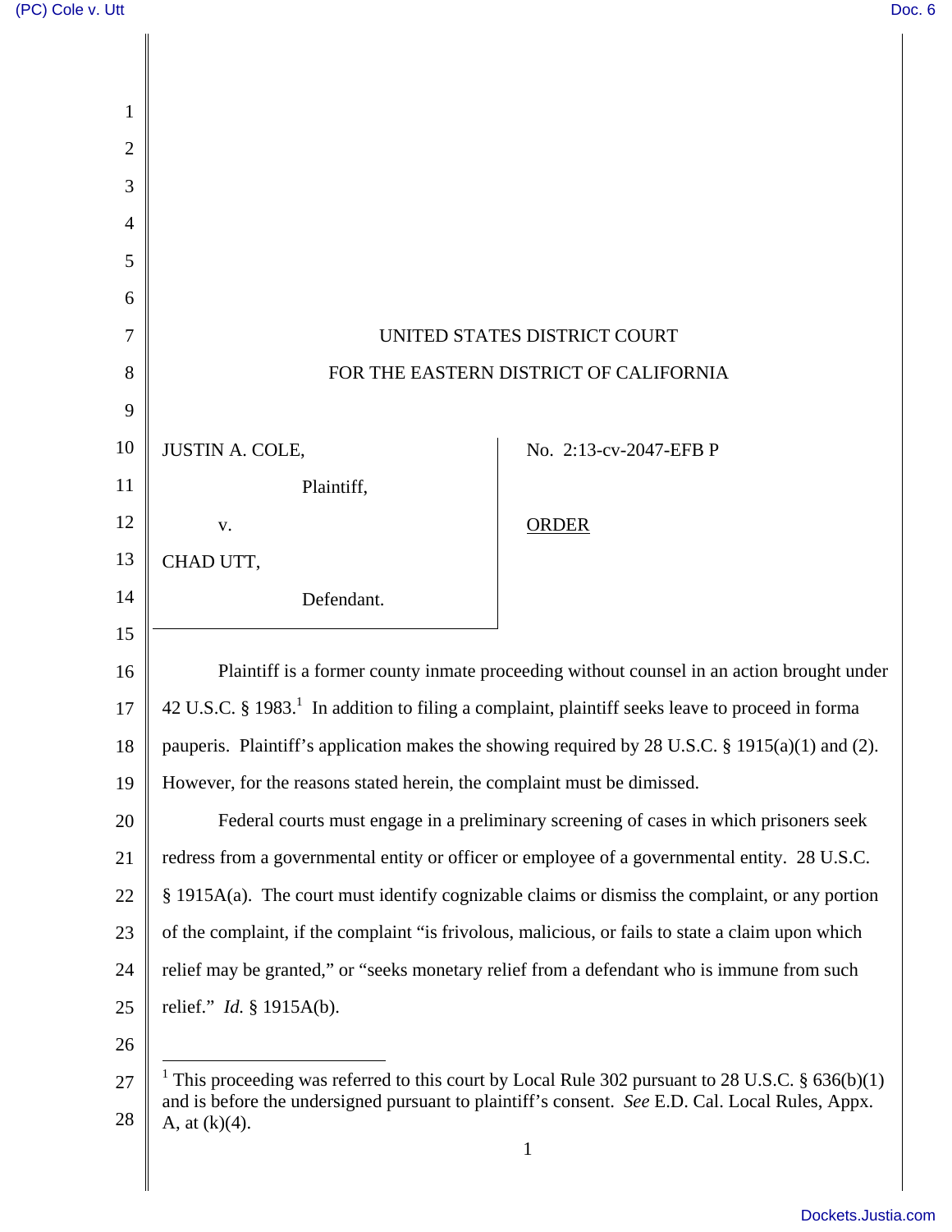UNITED STATES DISTRICT COURT

FOR THE EASTERN DISTRICT OF CALIFORNIA

| | |
|---|---|
| JUSTIN A. COLE, Plaintiff, v. CHAD UTT, Defendant. | No. 2:13-cv-2047-EFB P ORDER |

Plaintiff is a former county inmate proceeding without counsel in an action brought under 42 U.S.C. § 1983.[1] In addition to filing a complaint, plaintiff seeks leave to proceed in forma pauperis. Plaintiff's application makes the showing required by 28 U.S.C. § 1915(a)(1) and (2). However, for the reasons stated herein, the complaint must be dimissed.

Federal courts must engage in a preliminary screening of cases in which prisoners seek redress from a governmental entity or officer or employee of a governmental entity. 28 U.S.C. § 1915A(a). The court must identify cognizable claims or dismiss the complaint, or any portion of the complaint, if the complaint "is frivolous, malicious, or fails to state a claim upon which relief may be granted," or "seeks monetary relief from a defendant who is immune from such relief." *Id.* § 1915A(b).

---

[1] This proceeding was referred to this court by Local Rule 302 pursuant to 28 U.S.C. § 636(b)(1) and is before the undersigned pursuant to plaintiff's consent. *See* E.D. Cal. Local Rules, Appx. A, at (k)(4).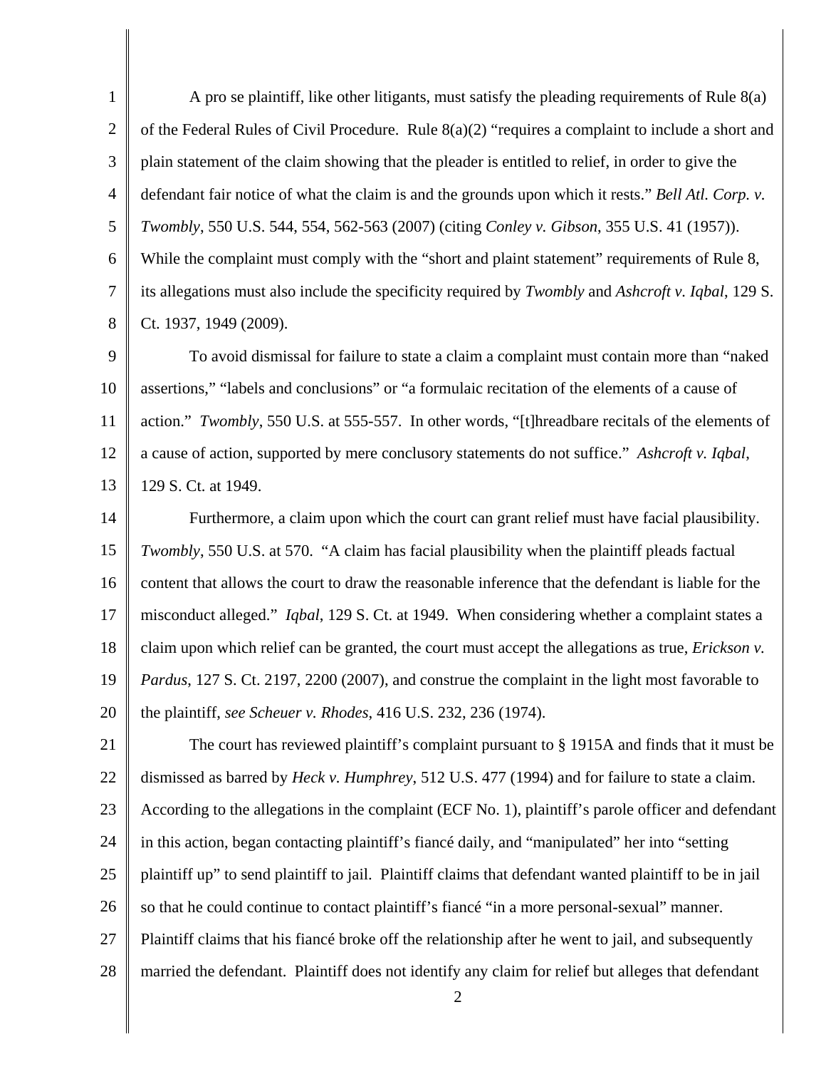A pro se plaintiff, like other litigants, must satisfy the pleading requirements of Rule 8(a) of the Federal Rules of Civil Procedure. Rule 8(a)(2) "requires a complaint to include a short and plain statement of the claim showing that the pleader is entitled to relief, in order to give the defendant fair notice of what the claim is and the grounds upon which it rests." *Bell Atl. Corp. v. Twombly*, 550 U.S. 544, 554, 562-563 (2007) (citing *Conley v. Gibson*, 355 U.S. 41 (1957)). While the complaint must comply with the "short and plaint statement" requirements of Rule 8, its allegations must also include the specificity required by *Twombly* and *Ashcroft v. Iqbal*, 129 S. Ct. 1937, 1949 (2009).

To avoid dismissal for failure to state a claim a complaint must contain more than "naked assertions," "labels and conclusions" or "a formulaic recitation of the elements of a cause of action." *Twombly*, 550 U.S. at 555-557. In other words, "[t]hreadbare recitals of the elements of a cause of action, supported by mere conclusory statements do not suffice." *Ashcroft v. Iqbal*, 129 S. Ct. at 1949.

Furthermore, a claim upon which the court can grant relief must have facial plausibility. *Twombly*, 550 U.S. at 570. "A claim has facial plausibility when the plaintiff pleads factual content that allows the court to draw the reasonable inference that the defendant is liable for the misconduct alleged." *Iqbal*, 129 S. Ct. at 1949. When considering whether a complaint states a claim upon which relief can be granted, the court must accept the allegations as true, *Erickson v. Pardus*, 127 S. Ct. 2197, 2200 (2007), and construe the complaint in the light most favorable to the plaintiff, *see Scheuer v. Rhodes*, 416 U.S. 232, 236 (1974).

The court has reviewed plaintiff's complaint pursuant to § 1915A and finds that it must be dismissed as barred by *Heck v. Humphrey*, 512 U.S. 477 (1994) and for failure to state a claim. According to the allegations in the complaint (ECF No. 1), plaintiff's parole officer and defendant in this action, began contacting plaintiff's fiancé daily, and "manipulated" her into "setting plaintiff up" to send plaintiff to jail. Plaintiff claims that defendant wanted plaintiff to be in jail so that he could continue to contact plaintiff's fiancé "in a more personal-sexual" manner. Plaintiff claims that his fiancé broke off the relationship after he went to jail, and subsequently married the defendant. Plaintiff does not identify any claim for relief but alleges that defendant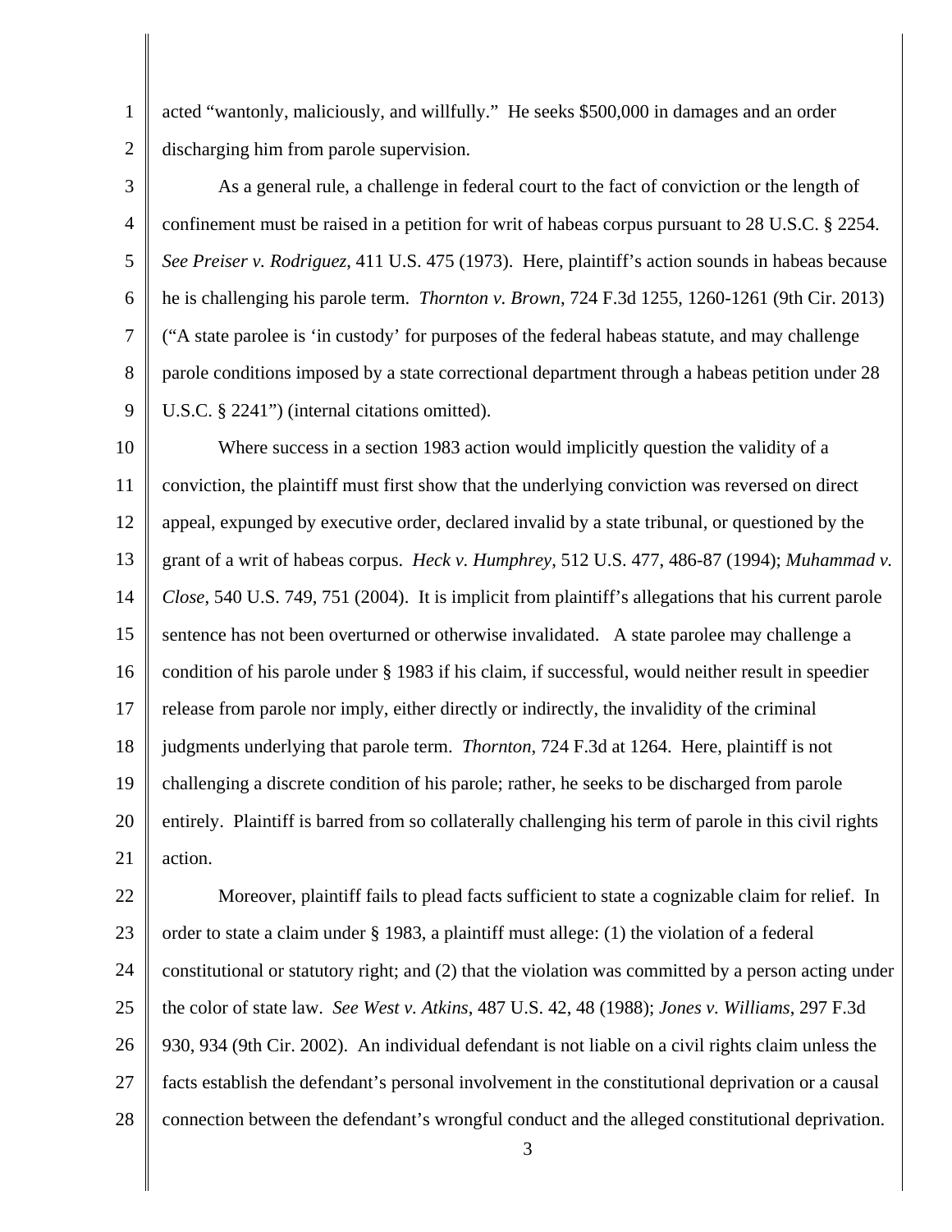acted "wantonly, maliciously, and willfully." He seeks $500,000 in damages and an order discharging him from parole supervision.

As a general rule, a challenge in federal court to the fact of conviction or the length of confinement must be raised in a petition for writ of habeas corpus pursuant to 28 U.S.C. § 2254. *See Preiser v. Rodriguez*, 411 U.S. 475 (1973). Here, plaintiff's action sounds in habeas because he is challenging his parole term. *Thornton v. Brown*, 724 F.3d 1255, 1260-1261 (9th Cir. 2013) ("A state parolee is 'in custody' for purposes of the federal habeas statute, and may challenge parole conditions imposed by a state correctional department through a habeas petition under 28 U.S.C. § 2241") (internal citations omitted).

Where success in a section 1983 action would implicitly question the validity of a conviction, the plaintiff must first show that the underlying conviction was reversed on direct appeal, expunged by executive order, declared invalid by a state tribunal, or questioned by the grant of a writ of habeas corpus. *Heck v. Humphrey*, 512 U.S. 477, 486-87 (1994); *Muhammad v. Close*, 540 U.S. 749, 751 (2004). It is implicit from plaintiff's allegations that his current parole sentence has not been overturned or otherwise invalidated. A state parolee may challenge a condition of his parole under § 1983 if his claim, if successful, would neither result in speedier release from parole nor imply, either directly or indirectly, the invalidity of the criminal judgments underlying that parole term. *Thornton*, 724 F.3d at 1264. Here, plaintiff is not challenging a discrete condition of his parole; rather, he seeks to be discharged from parole entirely. Plaintiff is barred from so collaterally challenging his term of parole in this civil rights action.

Moreover, plaintiff fails to plead facts sufficient to state a cognizable claim for relief. In order to state a claim under § 1983, a plaintiff must allege: (1) the violation of a federal constitutional or statutory right; and (2) that the violation was committed by a person acting under the color of state law. *See West v. Atkins*, 487 U.S. 42, 48 (1988); *Jones v. Williams*, 297 F.3d 930, 934 (9th Cir. 2002). An individual defendant is not liable on a civil rights claim unless the facts establish the defendant's personal involvement in the constitutional deprivation or a causal connection between the defendant's wrongful conduct and the alleged constitutional deprivation.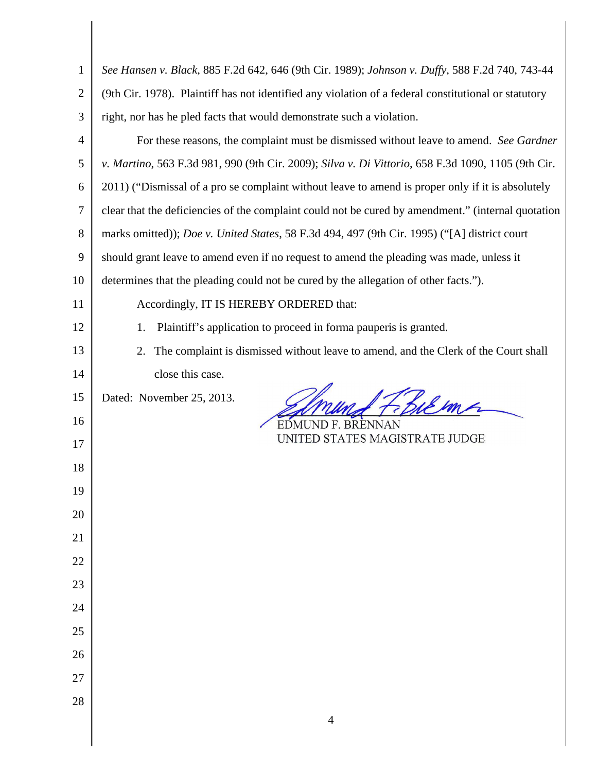*See Hansen v. Black*, 885 F.2d 642, 646 (9th Cir. 1989); *Johnson v. Duffy*, 588 F.2d 740, 743-44 (9th Cir. 1978). Plaintiff has not identified any violation of a federal constitutional or statutory right, nor has he pled facts that would demonstrate such a violation.

For these reasons, the complaint must be dismissed without leave to amend. *See Gardner v. Martino*, 563 F.3d 981, 990 (9th Cir. 2009); *Silva v. Di Vittorio*, 658 F.3d 1090, 1105 (9th Cir. 2011) ("Dismissal of a pro se complaint without leave to amend is proper only if it is absolutely clear that the deficiencies of the complaint could not be cured by amendment." (internal quotation marks omitted)); *Doe v. United States*, 58 F.3d 494, 497 (9th Cir. 1995) ("[A] district court should grant leave to amend even if no request to amend the pleading was made, unless it determines that the pleading could not be cured by the allegation of other facts.").

Accordingly, IT IS HEREBY ORDERED that:

1. Plaintiff's application to proceed in forma pauperis is granted.
2. The complaint is dismissed without leave to amend, and the Clerk of the Court shall close this case.

Dated: November 25, 2013.

EDMUND F. BRENNAN
UNITED STATES MAGISTRATE JUDGE